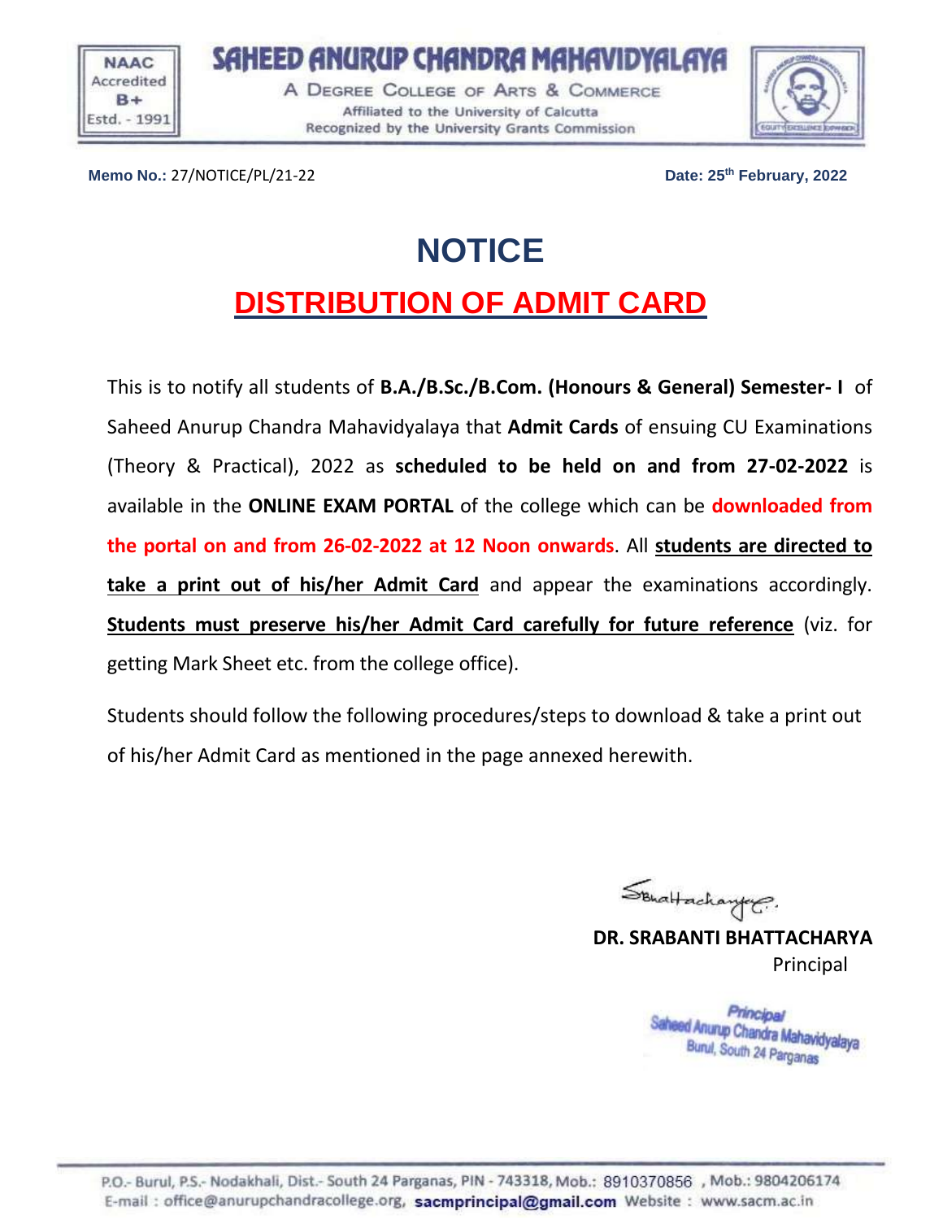NAAC Accredited B+ Estd. - 1991

# SAHEED ANURUP CHANDRA MAHAVIDYALAYA

A DEGREE COLLEGE OF ARTS & COMMERCE
Affiliated to the University of Calcutta
Recognized by the University Grants Commission

**Memo No.:** 27/NOTICE/PL/21-22 **Date: 25th February, 2022**

# NOTICE

## DISTRIBUTION OF ADMIT CARD

This is to notify all students of **B.A./B.Sc./B.Com. (Honours & General) Semester- I** of Saheed Anurup Chandra Mahavidyalaya that **Admit Cards** of ensuing CU Examinations (Theory & Practical), 2022 as **scheduled to be held on and from 27-02-2022** is available in the **ONLINE EXAM PORTAL** of the college which can be **downloaded from the portal on and from 26-02-2022 at 12 Noon onwards**. All **students are directed to take a print out of his/her Admit Card** and appear the examinations accordingly. **Students must preserve his/her Admit Card carefully for future reference** (viz. for getting Mark Sheet etc. from the college office).

Students should follow the following procedures/steps to download & take a print out of his/her Admit Card as mentioned in the page annexed herewith.

**DR. SRABANTI BHATTACHARYA**
Principal

Principal
Saheed Anurup Chandra Mahavidyalaya
Burul, South 24 Parganas

P.O.- Burul, P.S.- Nodakhali, Dist.- South 24 Parganas, PIN - 743318, Mob.: 8910370856 , Mob.: 9804206174
E-mail : office@anurupchandracollege.org, sacmprincipal@gmail.com Website : www.sacm.ac.in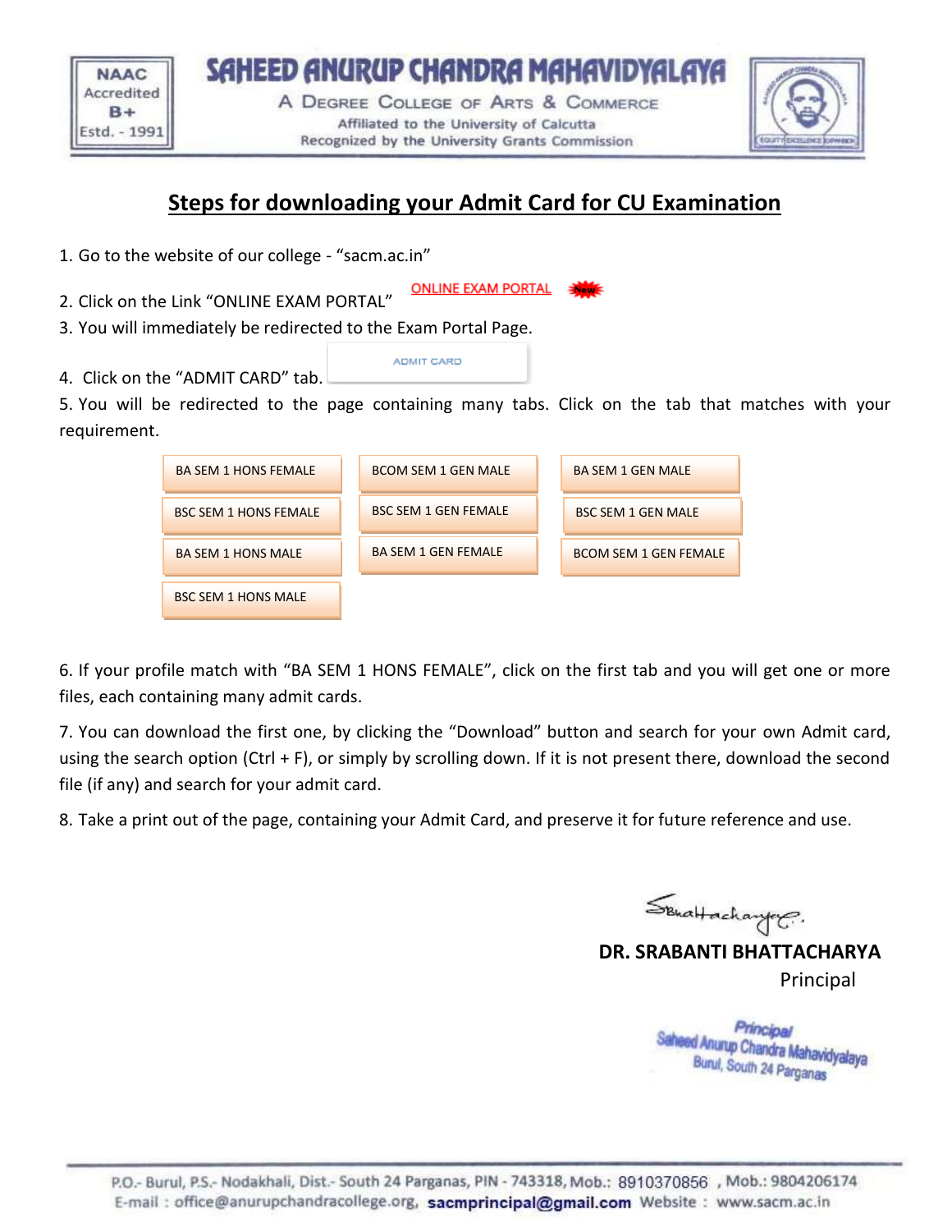NAAC Accredited B+ Estd. - 1991

# SAHEED ANURUP CHANDRA MAHAVIDYALAYA

A DEGREE COLLEGE OF ARTS & COMMERCE

Affiliated to the University of Calcutta

Recognized by the University Grants Commission

## Steps for downloading your Admit Card for CU Examination

1. Go to the website of our college - "sacm.ac.in"
2. Click on the Link "ONLINE EXAM PORTAL" ONLINE EXAM PORTAL New
3. You will immediately be redirected to the Exam Portal Page.
4. Click on the "ADMIT CARD" tab. ADMIT CARD
5. You will be redirected to the page containing many tabs. Click on the tab that matches with your requirement.

| | | |
|---|---|---|
| BA SEM 1 HONS FEMALE | BCOM SEM 1 GEN MALE | BA SEM 1 GEN MALE |
| BSC SEM 1 HONS FEMALE | BSC SEM 1 GEN FEMALE | BSC SEM 1 GEN MALE |
| BA SEM 1 HONS MALE | BA SEM 1 GEN FEMALE | BCOM SEM 1 GEN FEMALE |
| BSC SEM 1 HONS MALE | | |

6. If your profile match with "BA SEM 1 HONS FEMALE", click on the first tab and you will get one or more files, each containing many admit cards.
7. You can download the first one, by clicking the "Download" button and search for your own Admit card, using the search option (Ctrl + F), or simply by scrolling down. If it is not present there, download the second file (if any) and search for your admit card.
8. Take a print out of the page, containing your Admit Card, and preserve it for future reference and use.

S Bhattacharya

**DR. SRABANTI BHATTACHARYA**

Principal

Principal
Saheed Anurup Chandra Mahavidyalaya
Burul, South 24 Parganas

P.O.- Burul, P.S.- Nodakhali, Dist.- South 24 Parganas, PIN - 743318, Mob.: 8910370856 , Mob.: 9804206174
E-mail : office@anurupchandracollege.org, **sacmprincipal@gmail.com** Website : www.sacm.ac.in